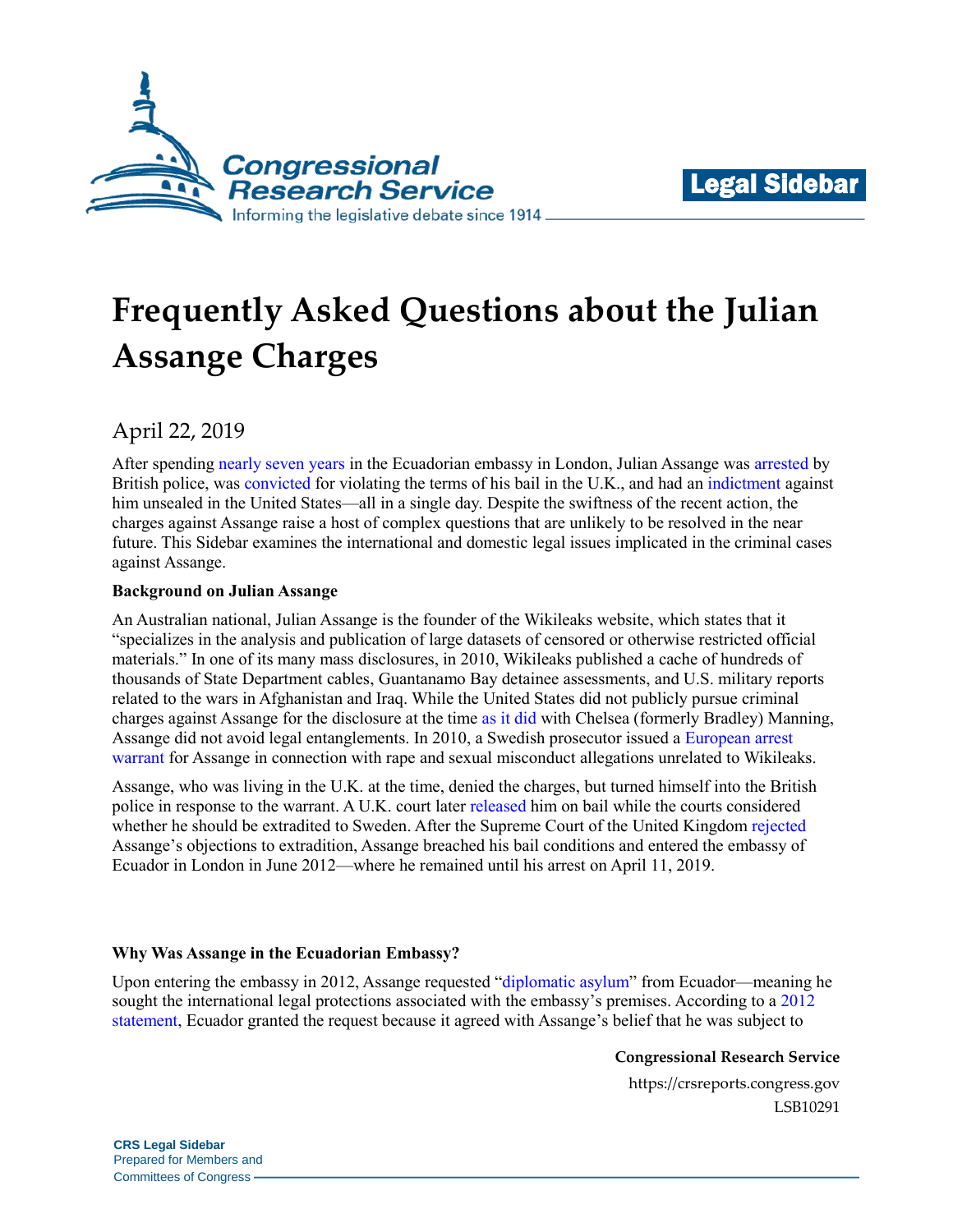# Frequently Asked Questions about the Julian Assange Charges

April 22, 2019

After spending nearly seven years in the Ecuadorian embassy in London, Julian Assange was arrested by British police, was convicted for violating the terms of his bail in the U.K., and had an indictment against him unsealed in the United States—all in a single day. Despite the swiftness of the recent action, the charges against Assange raise a host of complex questions that are unlikely to be resolved in the near future. This Sidebar examines the international and domestic legal issues implicated in the criminal cases against Assange.

**Background on Julian Assange**

An Australian national, Julian Assange is the founder of the Wikileaks website, which states that it "specializes in the analysis and publication of large datasets of censored or otherwise restricted official materials." In one of its many mass disclosures, in 2010, Wikileaks published a cache of hundreds of thousands of State Department cables, Guantanamo Bay detainee assessments, and U.S. military reports related to the wars in Afghanistan and Iraq. While the United States did not publicly pursue criminal charges against Assange for the disclosure at the time as it did with Chelsea (formerly Bradley) Manning, Assange did not avoid legal entanglements. In 2010, a Swedish prosecutor issued a European arrest warrant for Assange in connection with rape and sexual misconduct allegations unrelated to Wikileaks.

Assange, who was living in the U.K. at the time, denied the charges, but turned himself into the British police in response to the warrant. A U.K. court later released him on bail while the courts considered whether he should be extradited to Sweden. After the Supreme Court of the United Kingdom rejected Assange's objections to extradition, Assange breached his bail conditions and entered the embassy of Ecuador in London in June 2012—where he remained until his arrest on April 11, 2019.

**Why Was Assange in the Ecuadorian Embassy?**

Upon entering the embassy in 2012, Assange requested "diplomatic asylum" from Ecuador—meaning he sought the international legal protections associated with the embassy's premises. According to a 2012 statement, Ecuador granted the request because it agreed with Assange's belief that he was subject to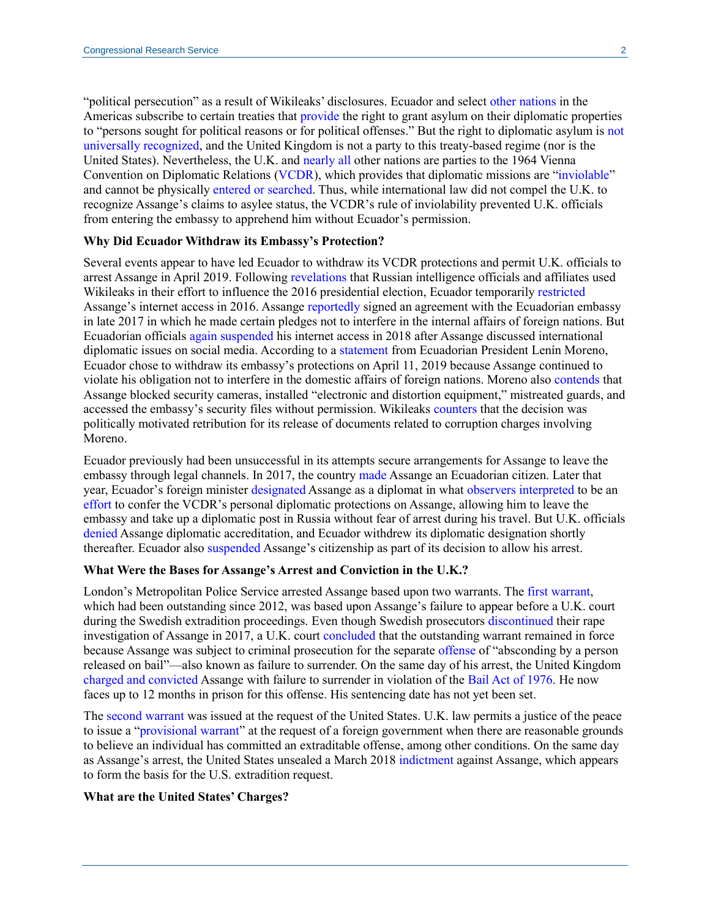"political persecution" as a result of Wikileaks' disclosures. Ecuador and select other nations in the Americas subscribe to certain treaties that provide the right to grant asylum on their diplomatic properties to "persons sought for political reasons or for political offenses." But the right to diplomatic asylum is not universally recognized, and the United Kingdom is not a party to this treaty-based regime (nor is the United States). Nevertheless, the U.K. and nearly all other nations are parties to the 1964 Vienna Convention on Diplomatic Relations (VCDR), which provides that diplomatic missions are "inviolable" and cannot be physically entered or searched. Thus, while international law did not compel the U.K. to recognize Assange's claims to asylee status, the VCDR's rule of inviolability prevented U.K. officials from entering the embassy to apprehend him without Ecuador's permission.

**Why Did Ecuador Withdraw its Embassy's Protection?**

Several events appear to have led Ecuador to withdraw its VCDR protections and permit U.K. officials to arrest Assange in April 2019. Following revelations that Russian intelligence officials and affiliates used Wikileaks in their effort to influence the 2016 presidential election, Ecuador temporarily restricted Assange's internet access in 2016. Assange reportedly signed an agreement with the Ecuadorian embassy in late 2017 in which he made certain pledges not to interfere in the internal affairs of foreign nations. But Ecuadorian officials again suspended his internet access in 2018 after Assange discussed international diplomatic issues on social media. According to a statement from Ecuadorian President Lenín Moreno, Ecuador chose to withdraw its embassy's protections on April 11, 2019 because Assange continued to violate his obligation not to interfere in the domestic affairs of foreign nations. Moreno also contends that Assange blocked security cameras, installed "electronic and distortion equipment," mistreated guards, and accessed the embassy's security files without permission. Wikileaks counters that the decision was politically motivated retribution for its release of documents related to corruption charges involving Moreno.

Ecuador previously had been unsuccessful in its attempts secure arrangements for Assange to leave the embassy through legal channels. In 2017, the country made Assange an Ecuadorian citizen. Later that year, Ecuador's foreign minister designated Assange as a diplomat in what observers interpreted to be an effort to confer the VCDR's personal diplomatic protections on Assange, allowing him to leave the embassy and take up a diplomatic post in Russia without fear of arrest during his travel. But U.K. officials denied Assange diplomatic accreditation, and Ecuador withdrew its diplomatic designation shortly thereafter. Ecuador also suspended Assange's citizenship as part of its decision to allow his arrest.

**What Were the Bases for Assange's Arrest and Conviction in the U.K.?**

London's Metropolitan Police Service arrested Assange based upon two warrants. The first warrant, which had been outstanding since 2012, was based upon Assange's failure to appear before a U.K. court during the Swedish extradition proceedings. Even though Swedish prosecutors discontinued their rape investigation of Assange in 2017, a U.K. court concluded that the outstanding warrant remained in force because Assange was subject to criminal prosecution for the separate offense of "absconding by a person released on bail"—also known as failure to surrender. On the same day of his arrest, the United Kingdom charged and convicted Assange with failure to surrender in violation of the Bail Act of 1976. He now faces up to 12 months in prison for this offense. His sentencing date has not yet been set.

The second warrant was issued at the request of the United States. U.K. law permits a justice of the peace to issue a "provisional warrant" at the request of a foreign government when there are reasonable grounds to believe an individual has committed an extraditable offense, among other conditions. On the same day as Assange's arrest, the United States unsealed a March 2018 indictment against Assange, which appears to form the basis for the U.S. extradition request.

**What are the United States' Charges?**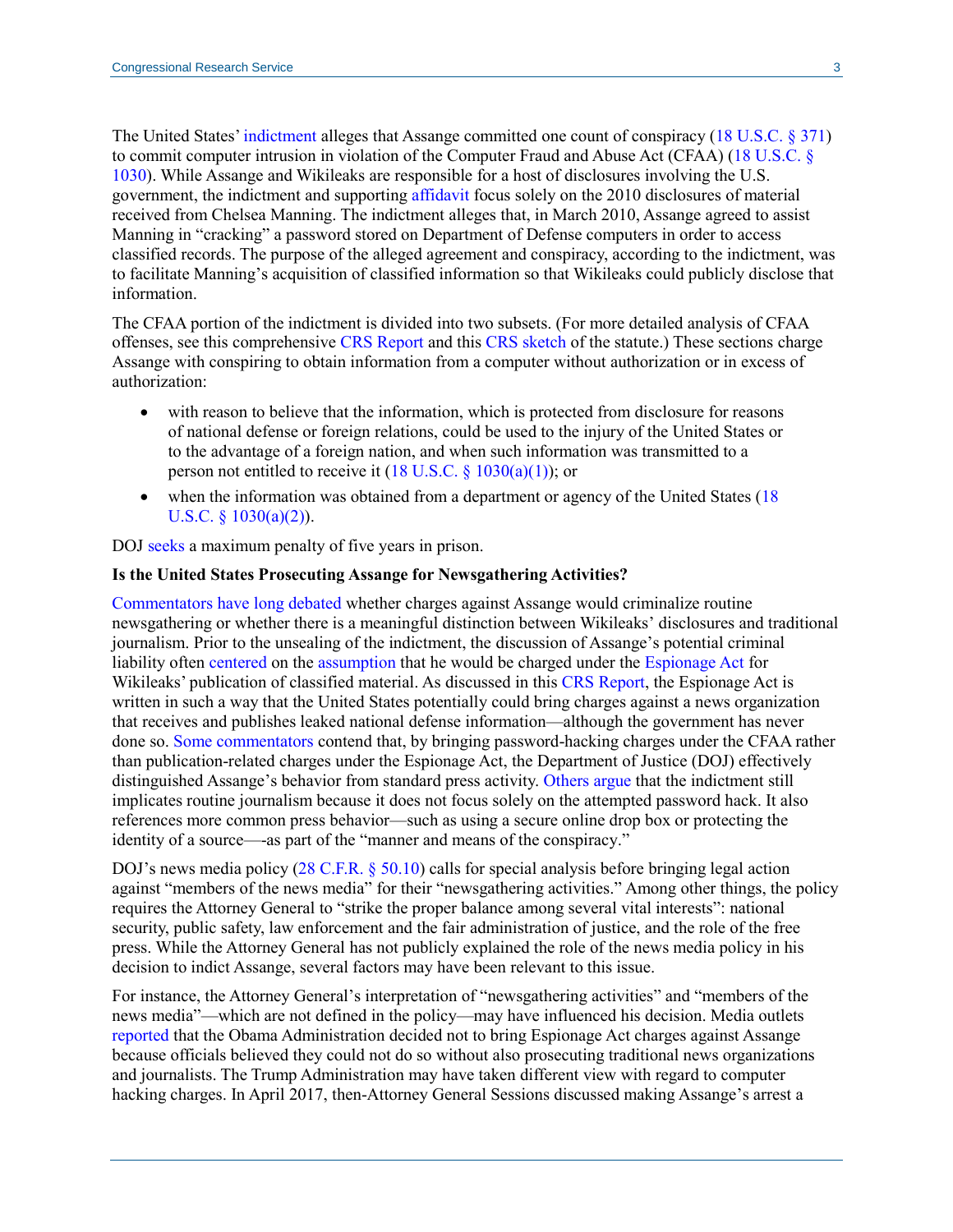The United States' indictment alleges that Assange committed one count of conspiracy (18 U.S.C. § 371) to commit computer intrusion in violation of the Computer Fraud and Abuse Act (CFAA) (18 U.S.C. § 1030). While Assange and Wikileaks are responsible for a host of disclosures involving the U.S. government, the indictment and supporting affidavit focus solely on the 2010 disclosures of material received from Chelsea Manning. The indictment alleges that, in March 2010, Assange agreed to assist Manning in "cracking" a password stored on Department of Defense computers in order to access classified records. The purpose of the alleged agreement and conspiracy, according to the indictment, was to facilitate Manning's acquisition of classified information so that Wikileaks could publicly disclose that information.

The CFAA portion of the indictment is divided into two subsets. (For more detailed analysis of CFAA offenses, see this comprehensive CRS Report and this CRS sketch of the statute.) These sections charge Assange with conspiring to obtain information from a computer without authorization or in excess of authorization:

- with reason to believe that the information, which is protected from disclosure for reasons of national defense or foreign relations, could be used to the injury of the United States or to the advantage of a foreign nation, and when such information was transmitted to a person not entitled to receive it (18 U.S.C. § 1030(a)(1)); or
- when the information was obtained from a department or agency of the United States (18 U.S.C. § 1030(a)(2)).

DOJ seeks a maximum penalty of five years in prison.

**Is the United States Prosecuting Assange for Newsgathering Activities?**

Commentators have long debated whether charges against Assange would criminalize routine newsgathering or whether there is a meaningful distinction between Wikileaks' disclosures and traditional journalism. Prior to the unsealing of the indictment, the discussion of Assange's potential criminal liability often centered on the assumption that he would be charged under the Espionage Act for Wikileaks' publication of classified material. As discussed in this CRS Report, the Espionage Act is written in such a way that the United States potentially could bring charges against a news organization that receives and publishes leaked national defense information—although the government has never done so. Some commentators contend that, by bringing password-hacking charges under the CFAA rather than publication-related charges under the Espionage Act, the Department of Justice (DOJ) effectively distinguished Assange's behavior from standard press activity. Others argue that the indictment still implicates routine journalism because it does not focus solely on the attempted password hack. It also references more common press behavior—such as using a secure online drop box or protecting the identity of a source—-as part of the "manner and means of the conspiracy."

DOJ's news media policy (28 C.F.R. § 50.10) calls for special analysis before bringing legal action against "members of the news media" for their "newsgathering activities." Among other things, the policy requires the Attorney General to "strike the proper balance among several vital interests": national security, public safety, law enforcement and the fair administration of justice, and the role of the free press. While the Attorney General has not publicly explained the role of the news media policy in his decision to indict Assange, several factors may have been relevant to this issue.

For instance, the Attorney General's interpretation of "newsgathering activities" and "members of the news media"—which are not defined in the policy—may have influenced his decision. Media outlets reported that the Obama Administration decided not to bring Espionage Act charges against Assange because officials believed they could not do so without also prosecuting traditional news organizations and journalists. The Trump Administration may have taken different view with regard to computer hacking charges. In April 2017, then-Attorney General Sessions discussed making Assange's arrest a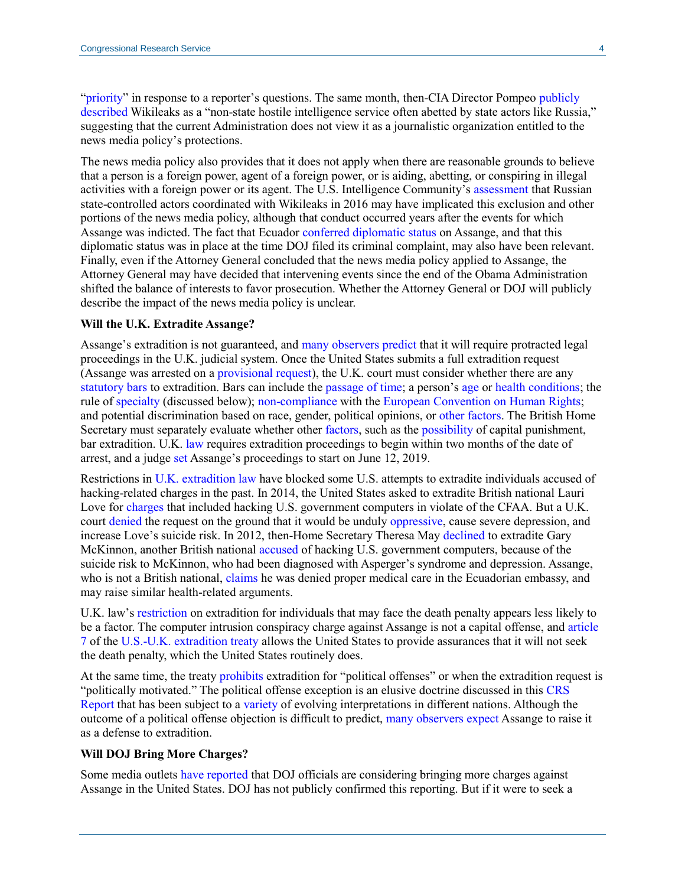"priority" in response to a reporter's questions. The same month, then-CIA Director Pompeo publicly described Wikileaks as a "non-state hostile intelligence service often abetted by state actors like Russia," suggesting that the current Administration does not view it as a journalistic organization entitled to the news media policy's protections.

The news media policy also provides that it does not apply when there are reasonable grounds to believe that a person is a foreign power, agent of a foreign power, or is aiding, abetting, or conspiring in illegal activities with a foreign power or its agent. The U.S. Intelligence Community's assessment that Russian state-controlled actors coordinated with Wikileaks in 2016 may have implicated this exclusion and other portions of the news media policy, although that conduct occurred years after the events for which Assange was indicted. The fact that Ecuador conferred diplomatic status on Assange, and that this diplomatic status was in place at the time DOJ filed its criminal complaint, may also have been relevant. Finally, even if the Attorney General concluded that the news media policy applied to Assange, the Attorney General may have decided that intervening events since the end of the Obama Administration shifted the balance of interests to favor prosecution. Whether the Attorney General or DOJ will publicly describe the impact of the news media policy is unclear.

**Will the U.K. Extradite Assange?**

Assange's extradition is not guaranteed, and many observers predict that it will require protracted legal proceedings in the U.K. judicial system. Once the United States submits a full extradition request (Assange was arrested on a provisional request), the U.K. court must consider whether there are any statutory bars to extradition. Bars can include the passage of time; a person's age or health conditions; the rule of specialty (discussed below); non-compliance with the European Convention on Human Rights; and potential discrimination based on race, gender, political opinions, or other factors. The British Home Secretary must separately evaluate whether other factors, such as the possibility of capital punishment, bar extradition. U.K. law requires extradition proceedings to begin within two months of the date of arrest, and a judge set Assange's proceedings to start on June 12, 2019.

Restrictions in U.K. extradition law have blocked some U.S. attempts to extradite individuals accused of hacking-related charges in the past. In 2014, the United States asked to extradite British national Lauri Love for charges that included hacking U.S. government computers in violate of the CFAA. But a U.K. court denied the request on the ground that it would be unduly oppressive, cause severe depression, and increase Love's suicide risk. In 2012, then-Home Secretary Theresa May declined to extradite Gary McKinnon, another British national accused of hacking U.S. government computers, because of the suicide risk to McKinnon, who had been diagnosed with Asperger's syndrome and depression. Assange, who is not a British national, claims he was denied proper medical care in the Ecuadorian embassy, and may raise similar health-related arguments.

U.K. law's restriction on extradition for individuals that may face the death penalty appears less likely to be a factor. The computer intrusion conspiracy charge against Assange is not a capital offense, and article 7 of the U.S.-U.K. extradition treaty allows the United States to provide assurances that it will not seek the death penalty, which the United States routinely does.

At the same time, the treaty prohibits extradition for "political offenses" or when the extradition request is "politically motivated." The political offense exception is an elusive doctrine discussed in this CRS Report that has been subject to a variety of evolving interpretations in different nations. Although the outcome of a political offense objection is difficult to predict, many observers expect Assange to raise it as a defense to extradition.

**Will DOJ Bring More Charges?**

Some media outlets have reported that DOJ officials are considering bringing more charges against Assange in the United States. DOJ has not publicly confirmed this reporting. But if it were to seek a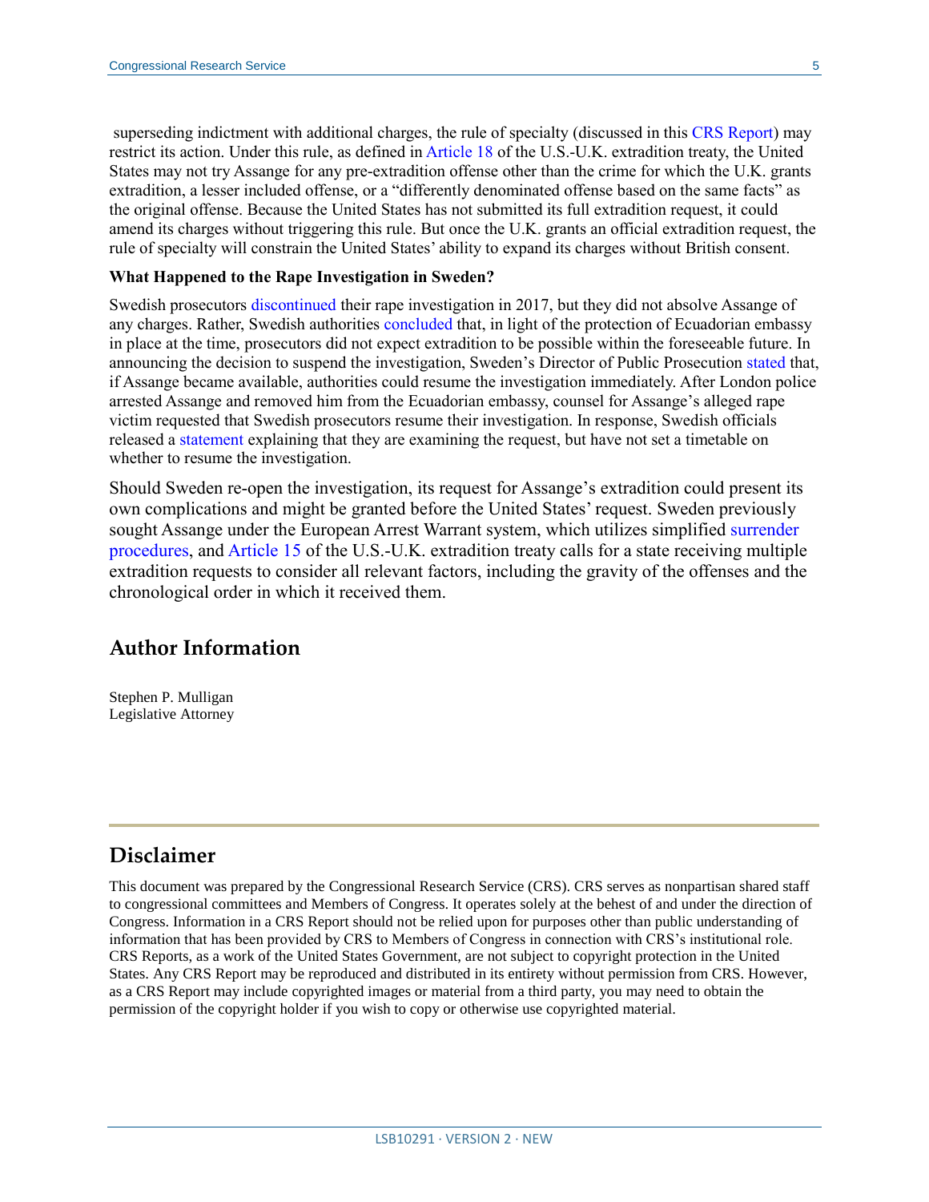superseding indictment with additional charges, the rule of specialty (discussed in this CRS Report) may restrict its action. Under this rule, as defined in Article 18 of the U.S.-U.K. extradition treaty, the United States may not try Assange for any pre-extradition offense other than the crime for which the U.K. grants extradition, a lesser included offense, or a "differently denominated offense based on the same facts" as the original offense. Because the United States has not submitted its full extradition request, it could amend its charges without triggering this rule. But once the U.K. grants an official extradition request, the rule of specialty will constrain the United States' ability to expand its charges without British consent.

**What Happened to the Rape Investigation in Sweden?**

Swedish prosecutors discontinued their rape investigation in 2017, but they did not absolve Assange of any charges. Rather, Swedish authorities concluded that, in light of the protection of Ecuadorian embassy in place at the time, prosecutors did not expect extradition to be possible within the foreseeable future. In announcing the decision to suspend the investigation, Sweden's Director of Public Prosecution stated that, if Assange became available, authorities could resume the investigation immediately. After London police arrested Assange and removed him from the Ecuadorian embassy, counsel for Assange's alleged rape victim requested that Swedish prosecutors resume their investigation. In response, Swedish officials released a statement explaining that they are examining the request, but have not set a timetable on whether to resume the investigation.

Should Sweden re-open the investigation, its request for Assange's extradition could present its own complications and might be granted before the United States' request. Sweden previously sought Assange under the European Arrest Warrant system, which utilizes simplified surrender procedures, and Article 15 of the U.S.-U.K. extradition treaty calls for a state receiving multiple extradition requests to consider all relevant factors, including the gravity of the offenses and the chronological order in which it received them.

## Author Information

Stephen P. Mulligan
Legislative Attorney

## Disclaimer

This document was prepared by the Congressional Research Service (CRS). CRS serves as nonpartisan shared staff to congressional committees and Members of Congress. It operates solely at the behest of and under the direction of Congress. Information in a CRS Report should not be relied upon for purposes other than public understanding of information that has been provided by CRS to Members of Congress in connection with CRS's institutional role. CRS Reports, as a work of the United States Government, are not subject to copyright protection in the United States. Any CRS Report may be reproduced and distributed in its entirety without permission from CRS. However, as a CRS Report may include copyrighted images or material from a third party, you may need to obtain the permission of the copyright holder if you wish to copy or otherwise use copyrighted material.

LSB10291 · VERSION 2 · NEW